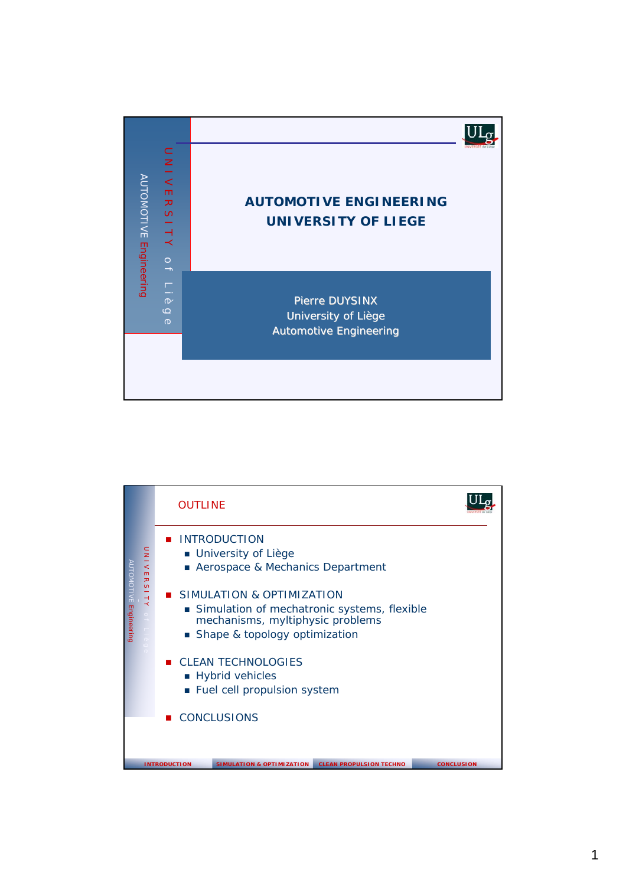# AUTOMOTIVE ENGINEERING
# UNIVERSITY OF LIEGE

Pierre DUYSINX
University of Liège
Automotive Engineering

## OUTLINE

- INTRODUCTION
  - University of Liège
  - Aerospace & Mechanics Department
- SIMULATION & OPTIMIZATION
  - Simulation of mechatronic systems, flexible mechanisms, myltiphysic problems
  - Shape & topology optimization
- CLEAN TECHNOLOGIES
  - Hybrid vehicles
  - Fuel cell propulsion system
- CONCLUSIONS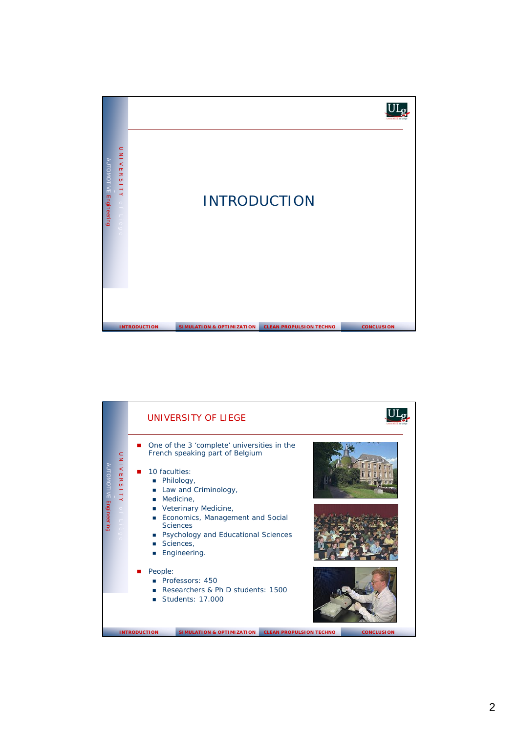# INTRODUCTION

## UNIVERSITY OF LIEGE

- One of the 3 'complete' universities in the French speaking part of Belgium
- 10 faculties:
  - Philology,
  - Law and Criminology,
  - Medicine,
  - Veterinary Medicine,
  - Economics, Management and Social Sciences
  - Psychology and Educational Sciences
  - Sciences,
  - Engineering.
- People:
  - Professors: 450
  - Researchers & Ph D students: 1500
  - Students: 17.000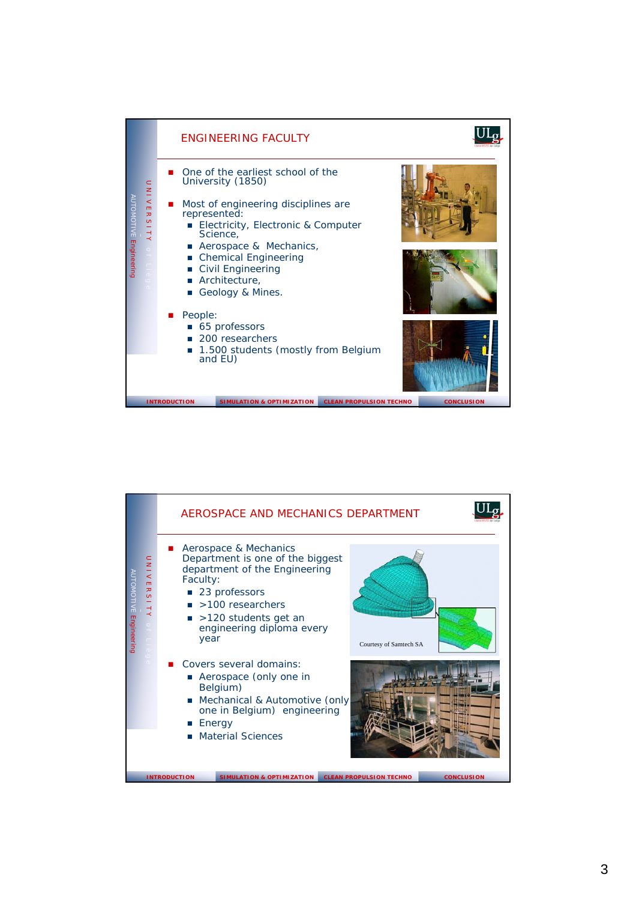## ENGINEERING FACULTY

- One of the earliest school of the University (1850)
- Most of engineering disciplines are represented:
  - Electricity, Electronic & Computer Science,
  - Aerospace & Mechanics,
  - Chemical Engineering
  - Civil Engineering
  - Architecture,
  - Geology & Mines.
- People:
  - 65 professors
  - 200 researchers
  - 1.500 students (mostly from Belgium and EU)

## AEROSPACE AND MECHANICS DEPARTMENT

- Aerospace & Mechanics Department is one of the biggest department of the Engineering Faculty:
  - 23 professors
  - >100 researchers
  - >120 students get an engineering diploma every year
- Covers several domains:
  - Aerospace (only one in Belgium)
  - Mechanical & Automotive (only one in Belgium) engineering
  - Energy
  - Material Sciences

Courtesy of Samtech SA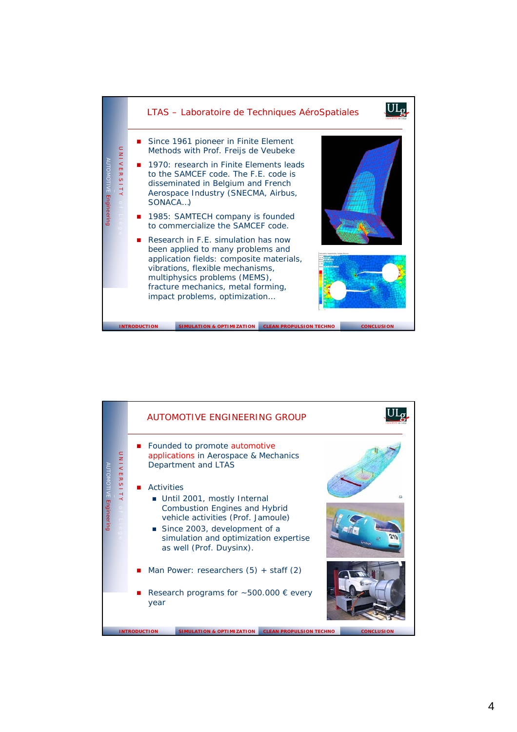## LTAS – Laboratoire de Techniques AéroSpatiales

- Since 1961 pioneer in Finite Element Methods with Prof. Freijs de Veubeke
- 1970: research in Finite Elements leads to the SAMCEF code. The F.E. code is disseminated in Belgium and French Aerospace Industry (SNECMA, Airbus, SONACA..)
- 1985: SAMTECH company is founded to commercialize the SAMCEF code.
- Research in F.E. simulation has now been applied to many problems and application fields: composite materials, vibrations, flexible mechanisms, multiphysics problems (MEMS), fracture mechanics, metal forming, impact problems, optimization…

## AUTOMOTIVE ENGINEERING GROUP

- Founded to promote automotive applications in Aerospace & Mechanics Department and LTAS
- Activities
  - Until 2001, mostly Internal Combustion Engines and Hybrid vehicle activities (Prof. Jamoule)
  - Since 2003, development of a simulation and optimization expertise as well (Prof. Duysinx).
- Man Power: researchers (5) + staff (2)
- Research programs for ~500.000 € every year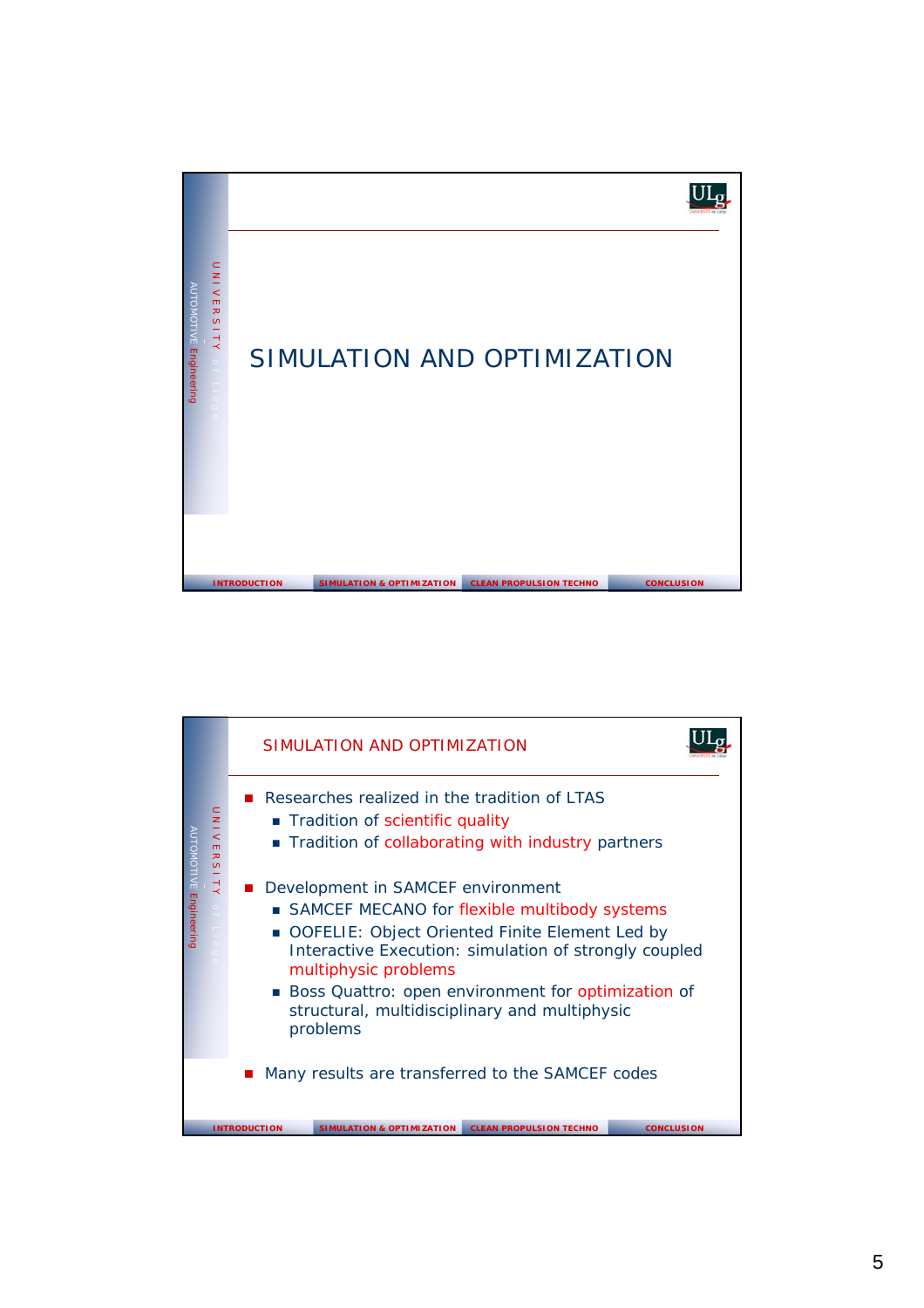# SIMULATION AND OPTIMIZATION

## SIMULATION AND OPTIMIZATION

- Researches realized in the tradition of LTAS
  - Tradition of scientific quality
  - Tradition of collaborating with industry partners

- Development in SAMCEF environment
  - SAMCEF MECANO for flexible multibody systems
  - OOFELIE: Object Oriented Finite Element Led by Interactive Execution: simulation of strongly coupled multiphysic problems
  - Boss Quattro: open environment for optimization of structural, multidisciplinary and multiphysic problems

- Many results are transferred to the SAMCEF codes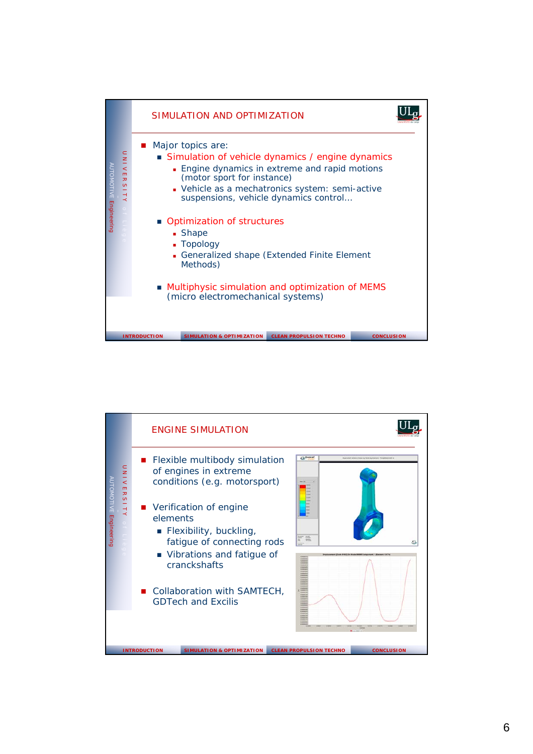## SIMULATION AND OPTIMIZATION

- Major topics are:
  - Simulation of vehicle dynamics / engine dynamics
    - Engine dynamics in extreme and rapid motions (motor sport for instance)
    - Vehicle as a mechatronics system: semi-active suspensions, vehicle dynamics control…
  - Optimization of structures
    - Shape
    - Topology
    - Generalized shape (Extended Finite Element Methods)
  - Multiphysic simulation and optimization of MEMS (micro electromechanical systems)

## ENGINE SIMULATION

- Flexible multibody simulation of engines in extreme conditions (e.g. motorsport)
- Verification of engine elements
  - Flexibility, buckling, fatigue of connecting rods
  - Vibrations and fatigue of cranckshafts
- Collaboration with SAMTECH, GDTech and Excilis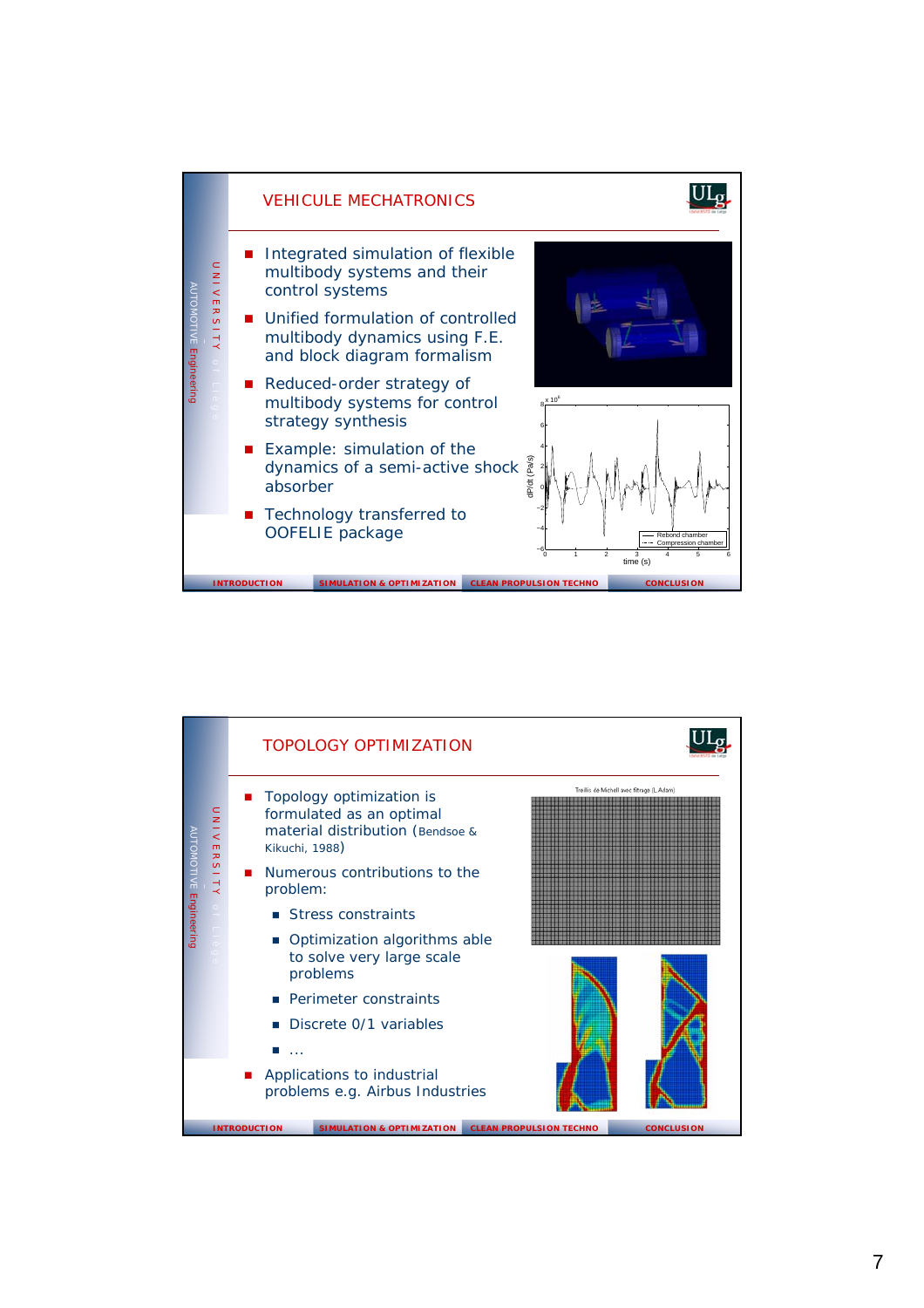## VEHICULE MECHATRONICS

- Integrated simulation of flexible multibody systems and their control systems
- Unified formulation of controlled multibody dynamics using F.E. and block diagram formalism
- Reduced-order strategy of multibody systems for control strategy synthesis
- Example: simulation of the dynamics of a semi-active shock absorber
- Technology transferred to OOFELIE package

INTRODUCTION | SIMULATION & OPTIMIZATION | CLEAN PROPULSION TECHNO | CONCLUSION

## TOPOLOGY OPTIMIZATION

- Topology optimization is formulated as an optimal material distribution (Bendsoe & Kikuchi, 1988)
- Numerous contributions to the problem:
  - Stress constraints
  - Optimization algorithms able to solve very large scale problems
  - Perimeter constraints
  - Discrete 0/1 variables
  - ...
- Applications to industrial problems e.g. Airbus Industries

Treillis de Michell avec filtrage (L.Adam)

INTRODUCTION | SIMULATION & OPTIMIZATION | CLEAN PROPULSION TECHNO | CONCLUSION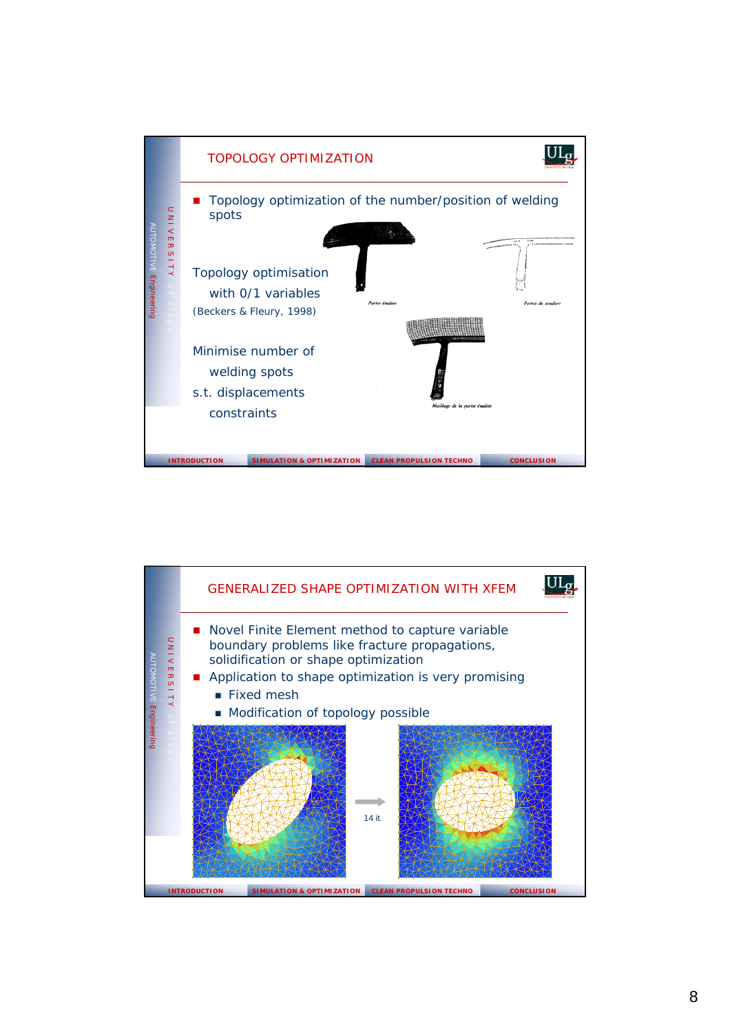## TOPOLOGY OPTIMIZATION

- Topology optimization of the number/position of welding spots

Topology optimisation with 0/1 variables (Beckers & Fleury, 1998)

Minimise number of welding spots s.t. displacements constraints

*Partie étudiée*

*Points de soudure*

*Maillage de la partie étudiée*

INTRODUCTION | SIMULATION & OPTIMIZATION | CLEAN PROPULSION TECHNO | CONCLUSION

## GENERALIZED SHAPE OPTIMIZATION WITH XFEM

- Novel Finite Element method to capture variable boundary problems like fracture propagations, solidification or shape optimization
- Application to shape optimization is very promising
  - Fixed mesh
  - Modification of topology possible

14 it.

INTRODUCTION | SIMULATION & OPTIMIZATION | CLEAN PROPULSION TECHNO | CONCLUSION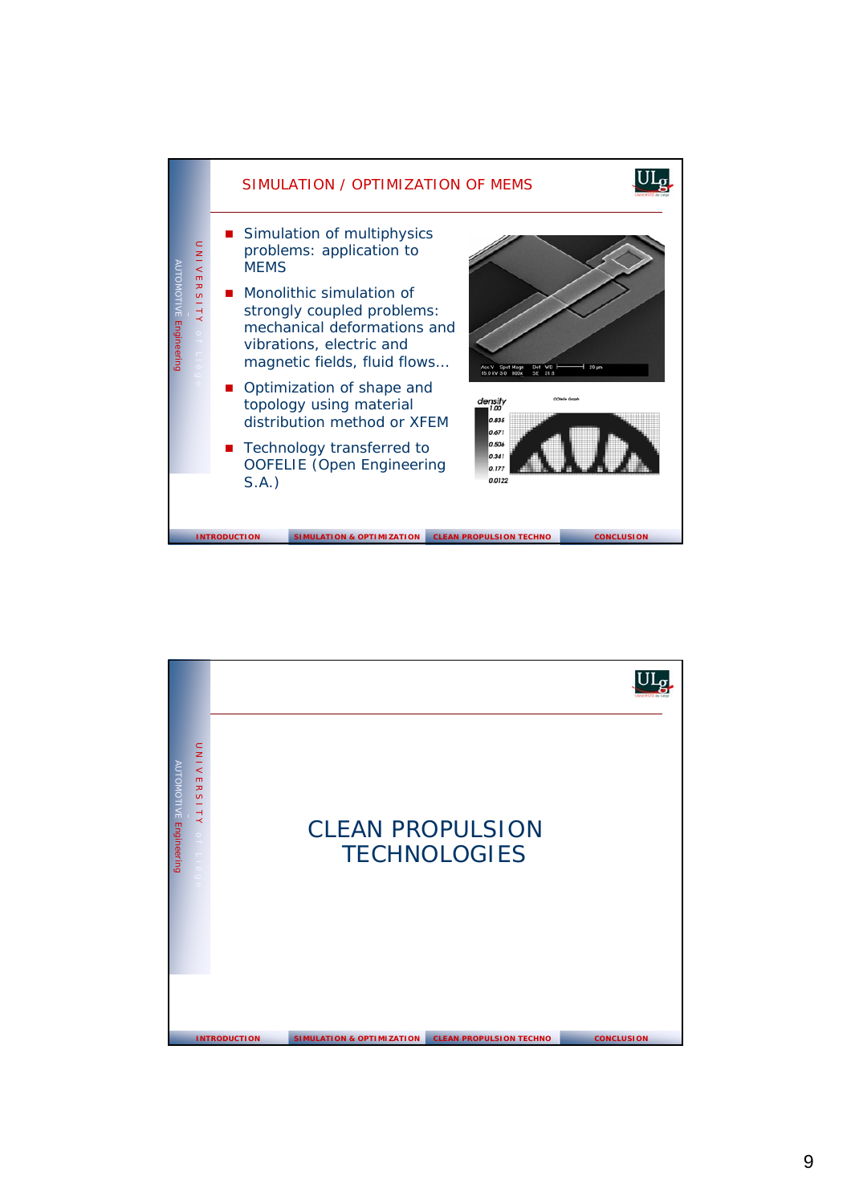## SIMULATION / OPTIMIZATION OF MEMS

- Simulation of multiphysics problems: application to MEMS
- Monolithic simulation of strongly coupled problems: mechanical deformations and vibrations, electric and magnetic fields, fluid flows…
- Optimization of shape and topology using material distribution method or XFEM
- Technology transferred to OOFELIE (Open Engineering S.A.)

---

# CLEAN PROPULSION TECHNOLOGIES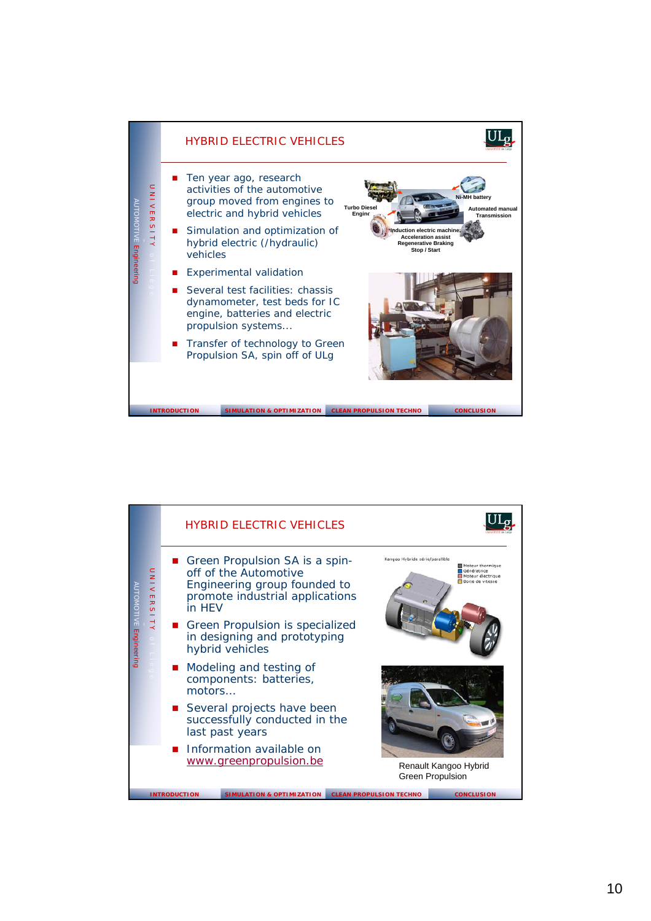## HYBRID ELECTRIC VEHICLES

- Ten year ago, research activities of the automotive group moved from engines to electric and hybrid vehicles
- Simulation and optimization of hybrid electric (/hydraulic) vehicles
- Experimental validation
- Several test facilities: chassis dynamometer, test beds for IC engine, batteries and electric propulsion systems…
- Transfer of technology to Green Propulsion SA, spin off of ULg

Turbo Diesel Engine — Ni-MH battery — Automated manual Transmission — Induction electric machine: Acceleration assist, Regenerative Braking, Stop / Start

INTRODUCTION | SIMULATION & OPTIMIZATION | CLEAN PROPULSION TECHNO | CONCLUSION

## HYBRID ELECTRIC VEHICLES

- Green Propulsion SA is a spin-off of the Automotive Engineering group founded to promote industrial applications in HEV
- Green Propulsion is specialized in designing and prototyping hybrid vehicles
- Modeling and testing of components: batteries, motors…
- Several projects have been successfully conducted in the last past years
- Information available on www.greenpropulsion.be

Kangoo Hybride série/parallèle — Moteur thermique — Génératrice — Moteur électrique — Boite de vitesse

Renault Kangoo Hybrid Green Propulsion

INTRODUCTION | SIMULATION & OPTIMIZATION | CLEAN PROPULSION TECHNO | CONCLUSION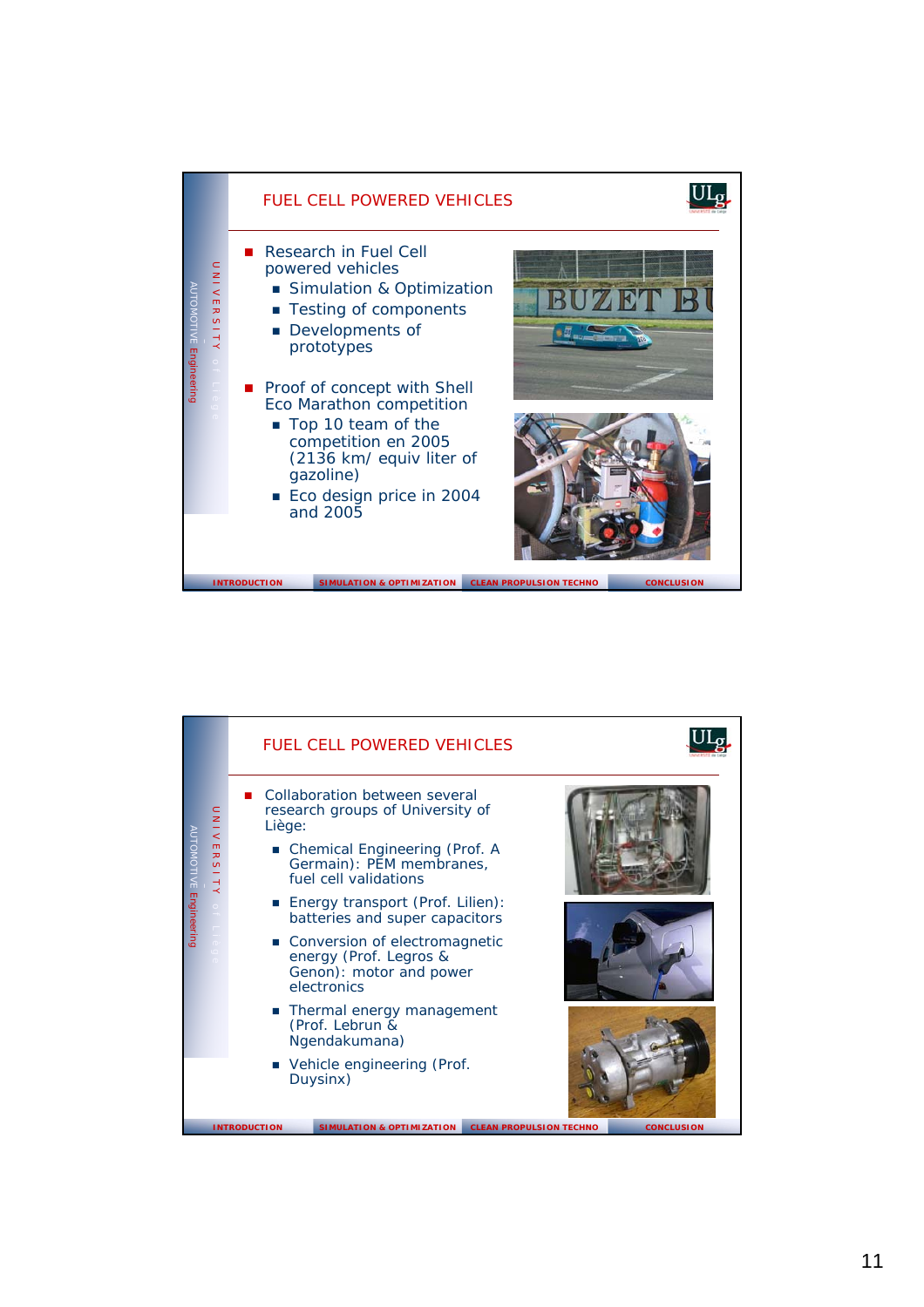## FUEL CELL POWERED VEHICLES

- Research in Fuel Cell powered vehicles
  - Simulation & Optimization
  - Testing of components
  - Developments of prototypes
- Proof of concept with Shell Eco Marathon competition
  - Top 10 team of the competition en 2005 (2136 km/ equiv liter of gazoline)
  - Eco design price in 2004 and 2005

## FUEL CELL POWERED VEHICLES

- Collaboration between several research groups of University of Liège:
  - Chemical Engineering (Prof. A Germain): PEM membranes, fuel cell validations
  - Energy transport (Prof. Lilien): batteries and super capacitors
  - Conversion of electromagnetic energy (Prof. Legros & Genon): motor and power electronics
  - Thermal energy management (Prof. Lebrun & Ngendakumana)
  - Vehicle engineering (Prof. Duysinx)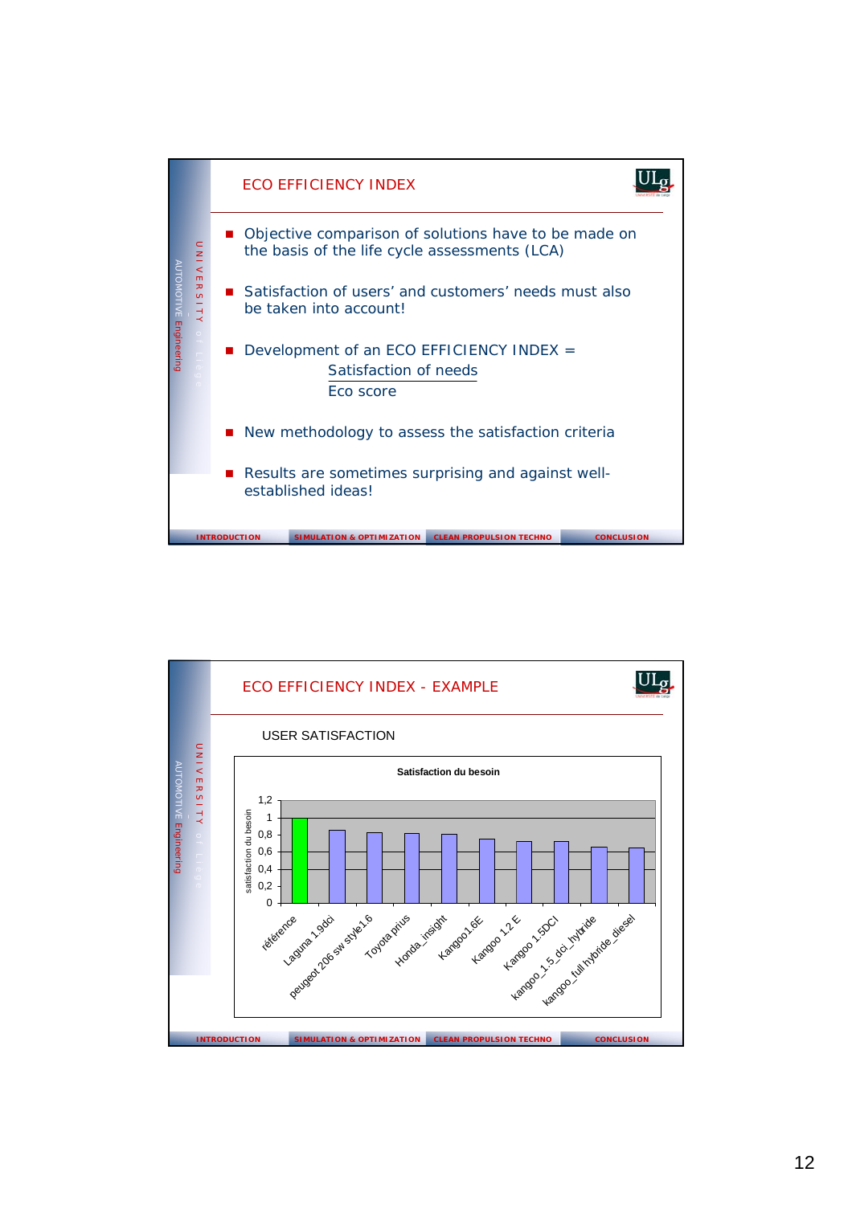## ECO EFFICIENCY INDEX

- Objective comparison of solutions have to be made on the basis of the life cycle assessments (LCA)
- Satisfaction of users' and customers' needs must also be taken into account!
- Development of an ECO EFFICIENCY INDEX =

$$\frac{\text{Satisfaction of needs}}{\text{Eco score}}$$

- New methodology to assess the satisfaction criteria
- Results are sometimes surprising and against well-established ideas!

INTRODUCTION | SIMULATION & OPTIMIZATION | CLEAN PROPULSION TECHNO | CONCLUSION

## ECO EFFICIENCY INDEX - EXAMPLE

USER SATISFACTION

**Satisfaction du besoin**

| Vehicle | satisfaction du besoin (approx.) |
|---|---|
| référence | 1 |
| Laguna 1.9dci | 0,86 |
| peugeot 206 sw style1.6 | 0,83 |
| Toyota prius | 0,82 |
| Honda_insight | 0,81 |
| Kangoo1.6E | 0,75 |
| Kangoo 1.2 E | 0,73 |
| Kangoo 1.5DCI | 0,73 |
| kangoo_1.5_dci_hybride | 0,66 |
| kangoo_full hybride_diesel | 0,65 |

INTRODUCTION | SIMULATION & OPTIMIZATION | CLEAN PROPULSION TECHNO | CONCLUSION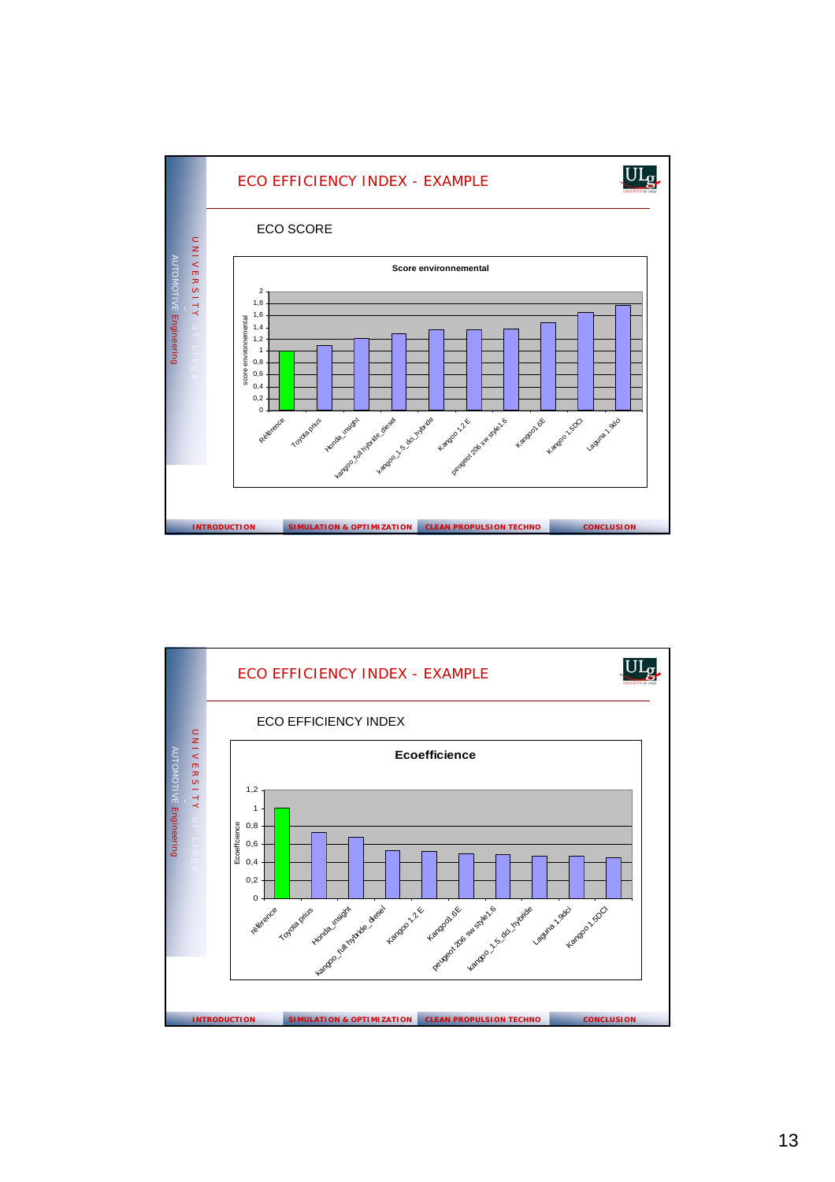## ECO EFFICIENCY INDEX - EXAMPLE

ECO SCORE

**Score environnemental**

| | score environnemental |
|---|---|
| Référence | 1 |
| Toyota prius | 1,1 |
| Honda_insight | 1,22 |
| kangoo_full hybride_diesel | 1,3 |
| kangoo_1,5_dci_hybride | 1,37 |
| Kangoo 1,2 E | 1,37 |
| peugeot 206 sw style1.6 | 1,38 |
| Kangoo1.6E | 1,48 |
| Kangoo 1.5DCi | 1,65 |
| Laguna 1.9dci | 1,77 |

INTRODUCTION | SIMULATION & OPTIMIZATION | CLEAN PROPULSION TECHNO | CONCLUSION

## ECO EFFICIENCY INDEX - EXAMPLE

ECO EFFICIENCY INDEX

**Ecoefficience**

| | Ecoefficience |
|---|---|
| référence | 1 |
| Toyota prius | 0,73 |
| Honda_insight | 0,68 |
| kangoo_full hybride_diesel | 0,53 |
| Kangoo 1.2 E | 0,52 |
| Kangoo1.6E | 0,49 |
| peugeot 206 sw style1.6 | 0,49 |
| kangoo_1,5_dci_hybride | 0,47 |
| Laguna 1.9dci | 0,47 |
| Kangoo 1.5DCi | 0,45 |

INTRODUCTION | SIMULATION & OPTIMIZATION | CLEAN PROPULSION TECHNO | CONCLUSION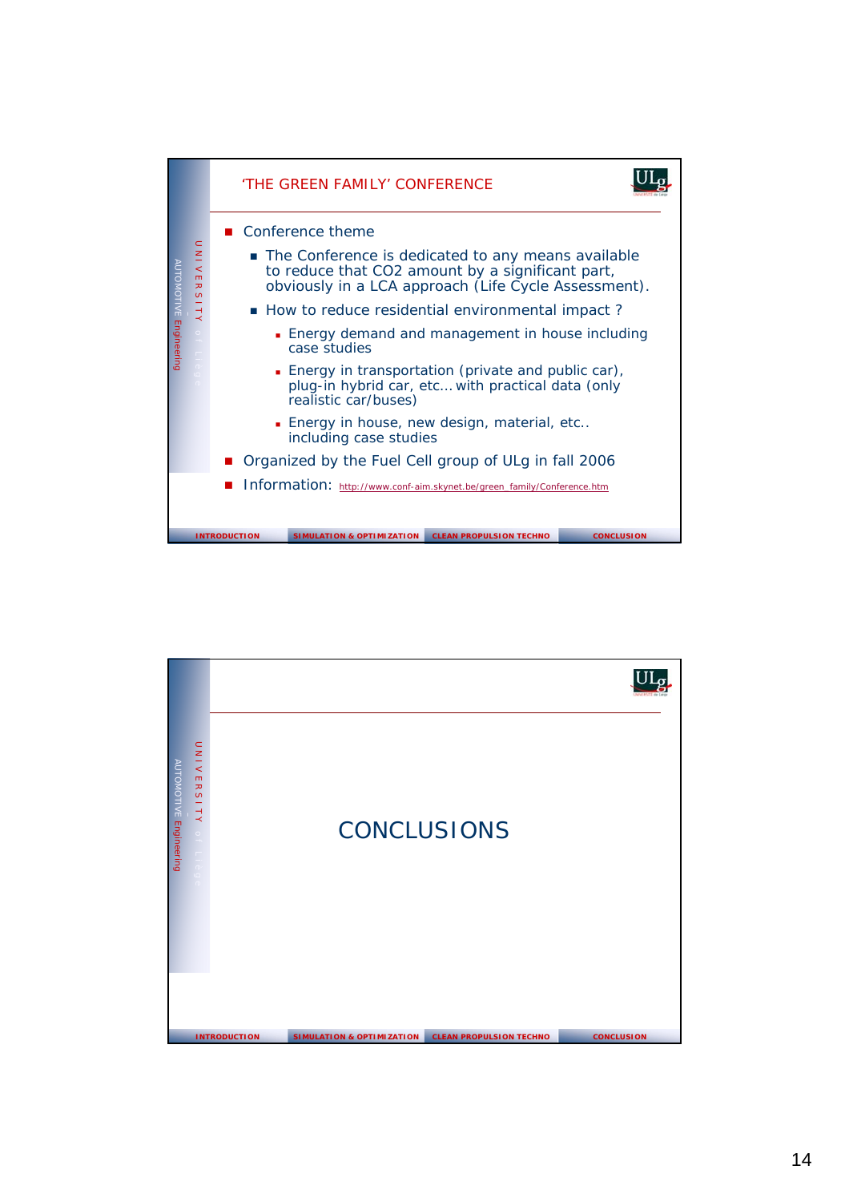## 'THE GREEN FAMILY' CONFERENCE

- Conference theme
  - The Conference is dedicated to any means available to reduce that $CO_2$ amount by a significant part, obviously in a LCA approach (Life Cycle Assessment).
  - How to reduce residential environmental impact ?
    - Energy demand and management in house including case studies
    - Energy in transportation (private and public car), plug-in hybrid car, etc… with practical data (only realistic car/buses)
    - Energy in house, new design, material, etc.. including case studies
- Organized by the Fuel Cell group of ULg in fall 2006
- Information: http://www.conf-aim.skynet.be/green_family/Conference.htm

## CONCLUSIONS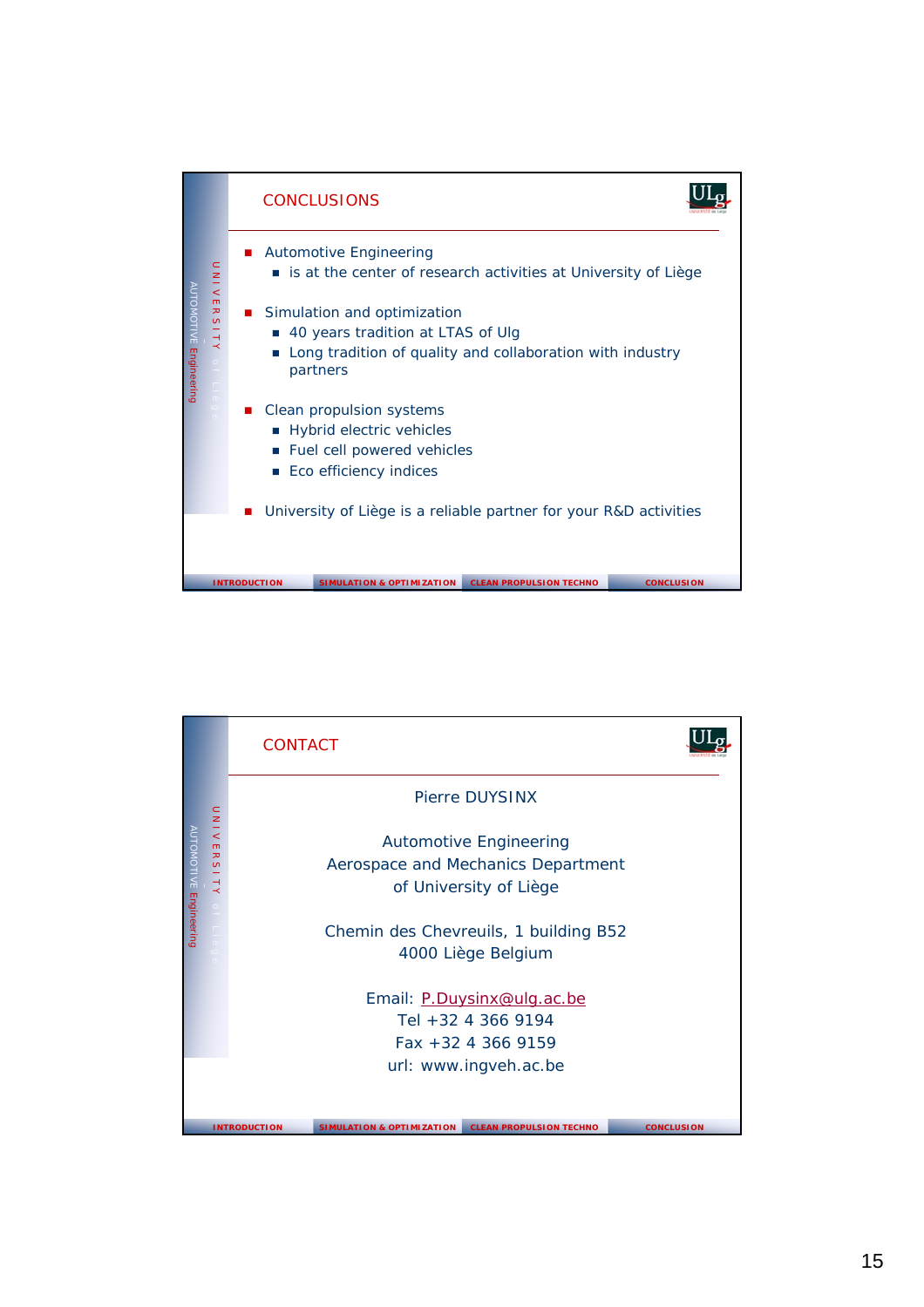## CONCLUSIONS

- Automotive Engineering
  - is at the center of research activities at University of Liège
- Simulation and optimization
  - 40 years tradition at LTAS of Ulg
  - Long tradition of quality and collaboration with industry partners
- Clean propulsion systems
  - Hybrid electric vehicles
  - Fuel cell powered vehicles
  - Eco efficiency indices
- University of Liège is a reliable partner for your R&D activities

## CONTACT

Pierre DUYSINX

Automotive Engineering
Aerospace and Mechanics Department
of University of Liège

Chemin des Chevreuils, 1 building B52
4000 Liège Belgium

Email: P.Duysinx@ulg.ac.be
Tel +32 4 366 9194
Fax +32 4 366 9159
url: www.ingveh.ac.be